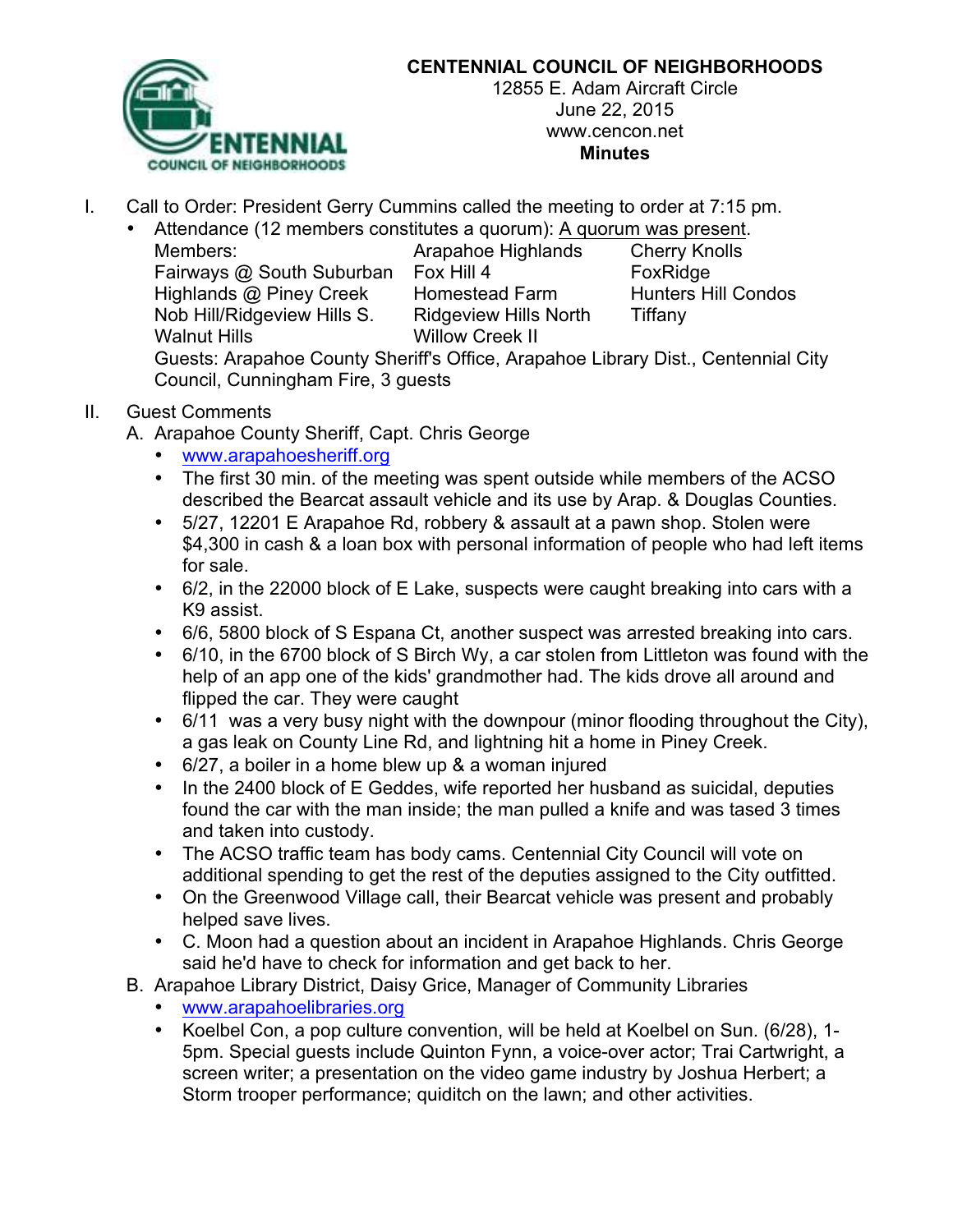# CENTENNIAL COUNCIL OF NEIGHBORHOODS

12855 E. Adam Aircraft Circle
June 22, 2015
www.cencon.net
**Minutes**

I. Call to Order: President Gerry Cummins called the meeting to order at 7:15 pm.
   - Attendance (12 members constitutes a quorum): A quorum was present.

| Members: | Arapahoe Highlands | Cherry Knolls |
|---|---|---|
| Fairways @ South Suburban | Fox Hill 4 | FoxRidge |
| Highlands @ Piney Creek | Homestead Farm | Hunters Hill Condos |
| Nob Hill/Ridgeview Hills S. | Ridgeview Hills North | Tiffany |
| Walnut Hills | Willow Creek II | |

   Guests: Arapahoe County Sheriff's Office, Arapahoe Library Dist., Centennial City Council, Cunningham Fire, 3 guests

II. Guest Comments

A. Arapahoe County Sheriff, Capt. Chris George
   - www.arapahoesheriff.org
   - The first 30 min. of the meeting was spent outside while members of the ACSO described the Bearcat assault vehicle and its use by Arap. & Douglas Counties.
   - 5/27, 12201 E Arapahoe Rd, robbery & assault at a pawn shop. Stolen were $4,300 in cash & a loan box with personal information of people who had left items for sale.
   - 6/2, in the 22000 block of E Lake, suspects were caught breaking into cars with a K9 assist.
   - 6/6, 5800 block of S Espana Ct, another suspect was arrested breaking into cars.
   - 6/10, in the 6700 block of S Birch Wy, a car stolen from Littleton was found with the help of an app one of the kids' grandmother had. The kids drove all around and flipped the car. They were caught
   - 6/11 was a very busy night with the downpour (minor flooding throughout the City), a gas leak on County Line Rd, and lightning hit a home in Piney Creek.
   - 6/27, a boiler in a home blew up & a woman injured
   - In the 2400 block of E Geddes, wife reported her husband as suicidal, deputies found the car with the man inside; the man pulled a knife and was tased 3 times and taken into custody.
   - The ACSO traffic team has body cams. Centennial City Council will vote on additional spending to get the rest of the deputies assigned to the City outfitted.
   - On the Greenwood Village call, their Bearcat vehicle was present and probably helped save lives.
   - C. Moon had a question about an incident in Arapahoe Highlands. Chris George said he'd have to check for information and get back to her.

B. Arapahoe Library District, Daisy Grice, Manager of Community Libraries
   - www.arapahoelibraries.org
   - Koelbel Con, a pop culture convention, will be held at Koelbel on Sun. (6/28), 1-5pm. Special guests include Quinton Fynn, a voice-over actor; Trai Cartwright, a screen writer; a presentation on the video game industry by Joshua Herbert; a Storm trooper performance; quiditch on the lawn; and other activities.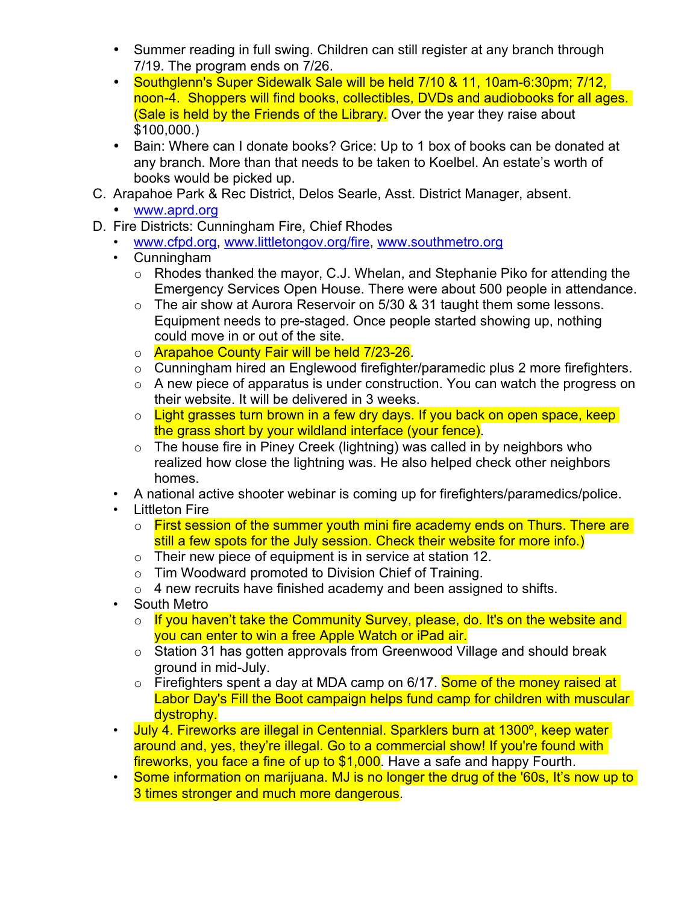- Summer reading in full swing. Children can still register at any branch through 7/19. The program ends on 7/26.
- Southglenn's Super Sidewalk Sale will be held 7/10 & 11, 10am-6:30pm; 7/12, noon-4. Shoppers will find books, collectibles, DVDs and audiobooks for all ages. (Sale is held by the Friends of the Library. Over the year they raise about $100,000.)
- Bain: Where can I donate books? Grice: Up to 1 box of books can be donated at any branch. More than that needs to be taken to Koelbel. An estate's worth of books would be picked up.

C. Arapahoe Park & Rec District, Delos Searle, Asst. District Manager, absent.
   - www.aprd.org

D. Fire Districts: Cunningham Fire, Chief Rhodes
   - www.cfpd.org, www.littletongov.org/fire, www.southmetro.org
   - Cunningham
     - Rhodes thanked the mayor, C.J. Whelan, and Stephanie Piko for attending the Emergency Services Open House. There were about 500 people in attendance.
     - The air show at Aurora Reservoir on 5/30 & 31 taught them some lessons. Equipment needs to pre-staged. Once people started showing up, nothing could move in or out of the site.
     - Arapahoe County Fair will be held 7/23-26.
     - Cunningham hired an Englewood firefighter/paramedic plus 2 more firefighters.
     - A new piece of apparatus is under construction. You can watch the progress on their website. It will be delivered in 3 weeks.
     - Light grasses turn brown in a few dry days. If you back on open space, keep the grass short by your wildland interface (your fence).
     - The house fire in Piney Creek (lightning) was called in by neighbors who realized how close the lightning was. He also helped check other neighbors homes.
   - A national active shooter webinar is coming up for firefighters/paramedics/police.
   - Littleton Fire
     - First session of the summer youth mini fire academy ends on Thurs. There are still a few spots for the July session. Check their website for more info.)
     - Their new piece of equipment is in service at station 12.
     - Tim Woodward promoted to Division Chief of Training.
     - 4 new recruits have finished academy and been assigned to shifts.
   - South Metro
     - If you haven't take the Community Survey, please, do. It's on the website and you can enter to win a free Apple Watch or iPad air.
     - Station 31 has gotten approvals from Greenwood Village and should break ground in mid-July.
     - Firefighters spent a day at MDA camp on 6/17. Some of the money raised at Labor Day's Fill the Boot campaign helps fund camp for children with muscular dystrophy.
   - July 4. Fireworks are illegal in Centennial. Sparklers burn at 1300º, keep water around and, yes, they're illegal. Go to a commercial show! If you're found with fireworks, you face a fine of up to $1,000. Have a safe and happy Fourth.
   - Some information on marijuana. MJ is no longer the drug of the '60s, It's now up to 3 times stronger and much more dangerous.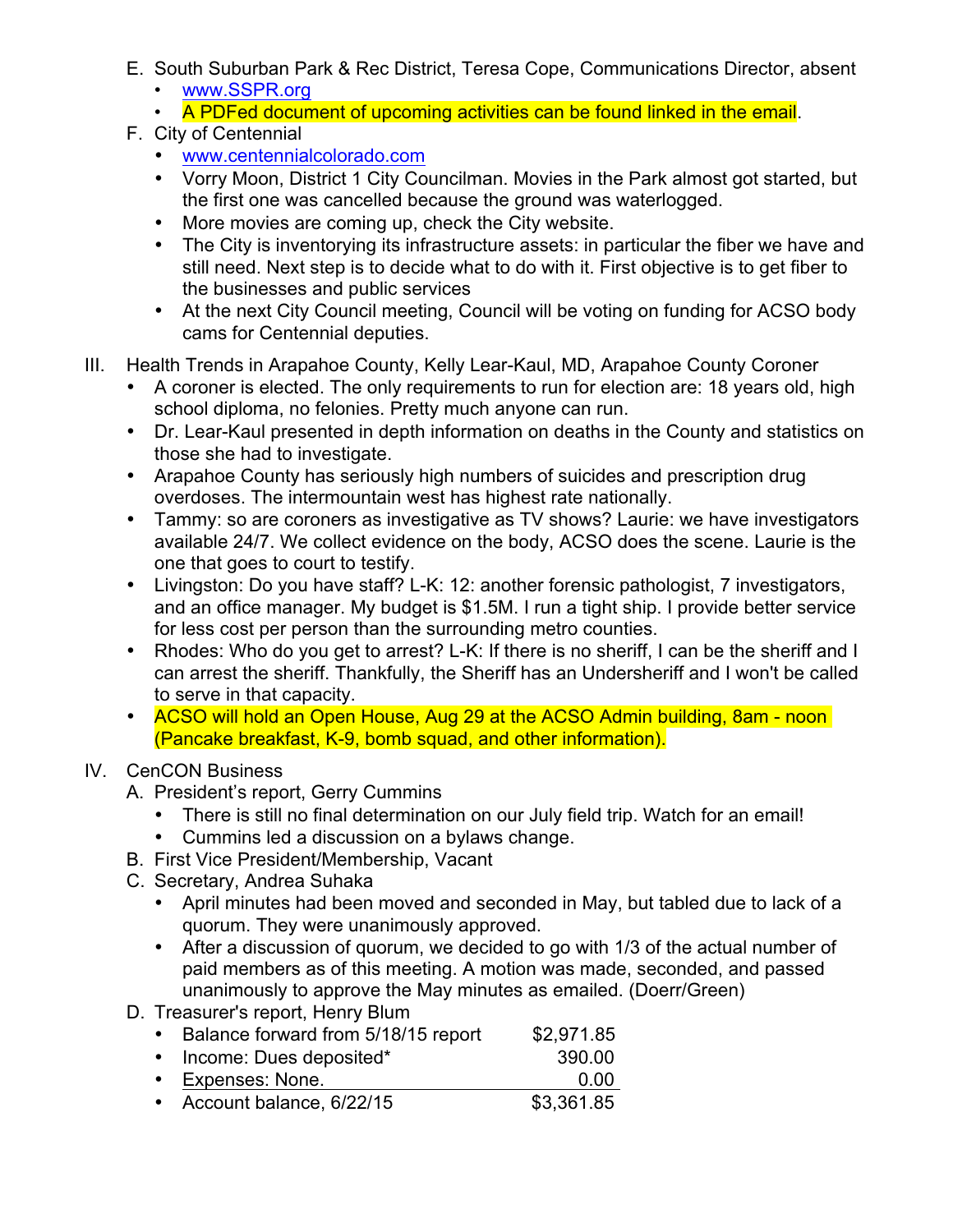E. South Suburban Park & Rec District, Teresa Cope, Communications Director, absent
   - www.SSPR.org
   - A PDFed document of upcoming activities can be found linked in the email.

F. City of Centennial
   - www.centennialcolorado.com
   - Vorry Moon, District 1 City Councilman. Movies in the Park almost got started, but the first one was cancelled because the ground was waterlogged.
   - More movies are coming up, check the City website.
   - The City is inventorying its infrastructure assets: in particular the fiber we have and still need. Next step is to decide what to do with it. First objective is to get fiber to the businesses and public services
   - At the next City Council meeting, Council will be voting on funding for ACSO body cams for Centennial deputies.

III. Health Trends in Arapahoe County, Kelly Lear-Kaul, MD, Arapahoe County Coroner
   - A coroner is elected. The only requirements to run for election are: 18 years old, high school diploma, no felonies. Pretty much anyone can run.
   - Dr. Lear-Kaul presented in depth information on deaths in the County and statistics on those she had to investigate.
   - Arapahoe County has seriously high numbers of suicides and prescription drug overdoses. The intermountain west has highest rate nationally.
   - Tammy: so are coroners as investigative as TV shows? Laurie: we have investigators available 24/7. We collect evidence on the body, ACSO does the scene. Laurie is the one that goes to court to testify.
   - Livingston: Do you have staff? L-K: 12: another forensic pathologist, 7 investigators, and an office manager. My budget is $1.5M. I run a tight ship. I provide better service for less cost per person than the surrounding metro counties.
   - Rhodes: Who do you get to arrest? L-K: If there is no sheriff, I can be the sheriff and I can arrest the sheriff. Thankfully, the Sheriff has an Undersheriff and I won't be called to serve in that capacity.
   - ACSO will hold an Open House, Aug 29 at the ACSO Admin building, 8am - noon (Pancake breakfast, K-9, bomb squad, and other information).

IV. CenCON Business

A. President's report, Gerry Cummins
   - There is still no final determination on our July field trip. Watch for an email!
   - Cummins led a discussion on a bylaws change.

B. First Vice President/Membership, Vacant

C. Secretary, Andrea Suhaka
   - April minutes had been moved and seconded in May, but tabled due to lack of a quorum. They were unanimously approved.
   - After a discussion of quorum, we decided to go with 1/3 of the actual number of paid members as of this meeting. A motion was made, seconded, and passed unanimously to approve the May minutes as emailed. (Doerr/Green)

D. Treasurer's report, Henry Blum

| | |
|---|---|
| • Balance forward from 5/18/15 report | $2,971.85 |
| • Income: Dues deposited* | 390.00 |
| • Expenses: None. | 0.00 |
| • Account balance, 6/22/15 | $3,361.85 |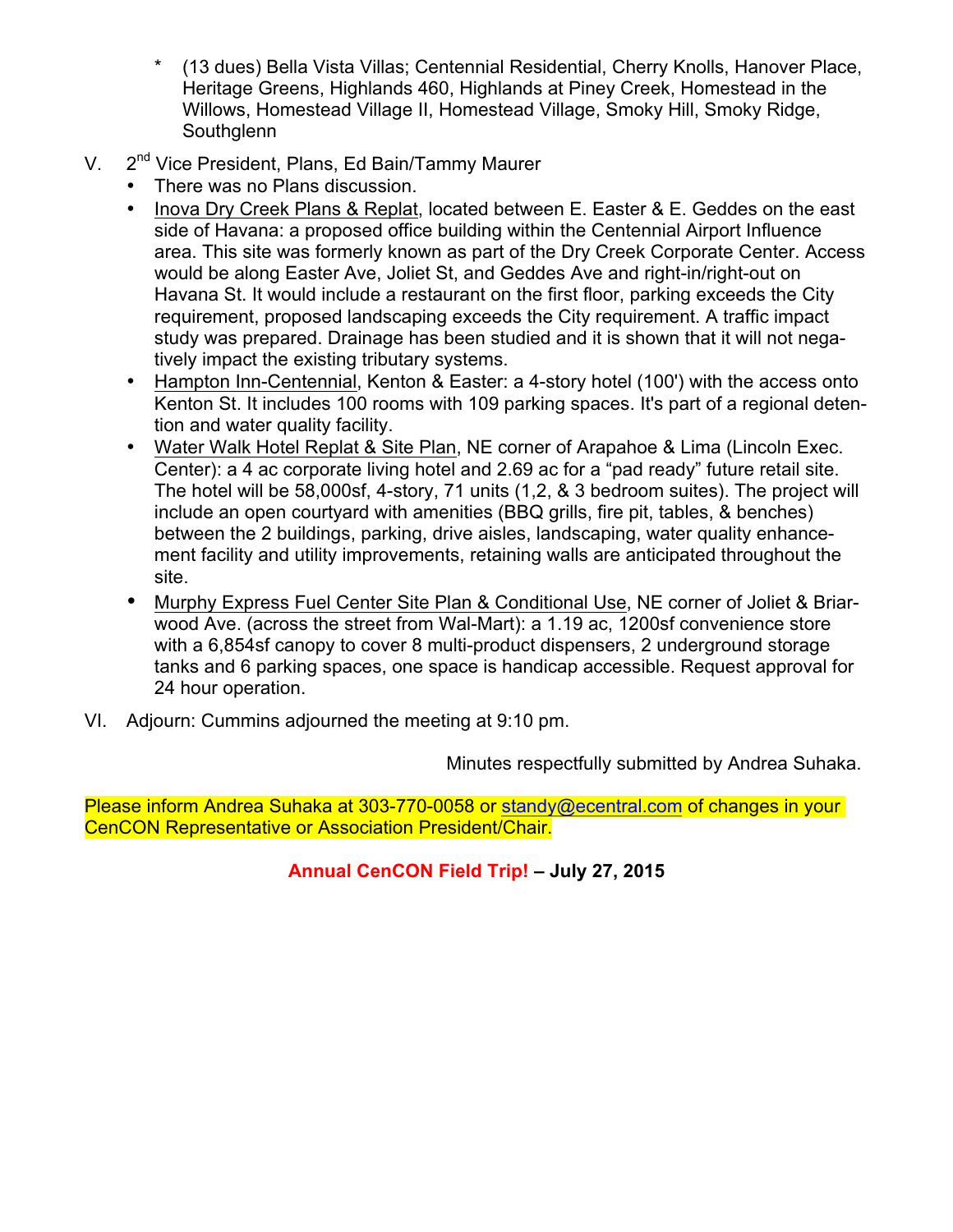* (13 dues) Bella Vista Villas; Centennial Residential, Cherry Knolls, Hanover Place, Heritage Greens, Highlands 460, Highlands at Piney Creek, Homestead in the Willows, Homestead Village II, Homestead Village, Smoky Hill, Smoky Ridge, Southglenn

V. 2nd Vice President, Plans, Ed Bain/Tammy Maurer

- There was no Plans discussion.
- Inova Dry Creek Plans & Replat, located between E. Easter & E. Geddes on the east side of Havana: a proposed office building within the Centennial Airport Influence area. This site was formerly known as part of the Dry Creek Corporate Center. Access would be along Easter Ave, Joliet St, and Geddes Ave and right-in/right-out on Havana St. It would include a restaurant on the first floor, parking exceeds the City requirement, proposed landscaping exceeds the City requirement. A traffic impact study was prepared. Drainage has been studied and it is shown that it will not negatively impact the existing tributary systems.
- Hampton Inn-Centennial, Kenton & Easter: a 4-story hotel (100') with the access onto Kenton St. It includes 100 rooms with 109 parking spaces. It's part of a regional detention and water quality facility.
- Water Walk Hotel Replat & Site Plan, NE corner of Arapahoe & Lima (Lincoln Exec. Center): a 4 ac corporate living hotel and 2.69 ac for a "pad ready" future retail site. The hotel will be 58,000sf, 4-story, 71 units (1,2, & 3 bedroom suites). The project will include an open courtyard with amenities (BBQ grills, fire pit, tables, & benches) between the 2 buildings, parking, drive aisles, landscaping, water quality enhancement facility and utility improvements, retaining walls are anticipated throughout the site.
- Murphy Express Fuel Center Site Plan & Conditional Use, NE corner of Joliet & Briarwood Ave. (across the street from Wal-Mart): a 1.19 ac, 1200sf convenience store with a 6,854sf canopy to cover 8 multi-product dispensers, 2 underground storage tanks and 6 parking spaces, one space is handicap accessible. Request approval for 24 hour operation.

VI. Adjourn: Cummins adjourned the meeting at 9:10 pm.

Minutes respectfully submitted by Andrea Suhaka.

Please inform Andrea Suhaka at 303-770-0058 or standy@ecentral.com of changes in your CenCON Representative or Association President/Chair.

**Annual CenCON Field Trip! – July 27, 2015**